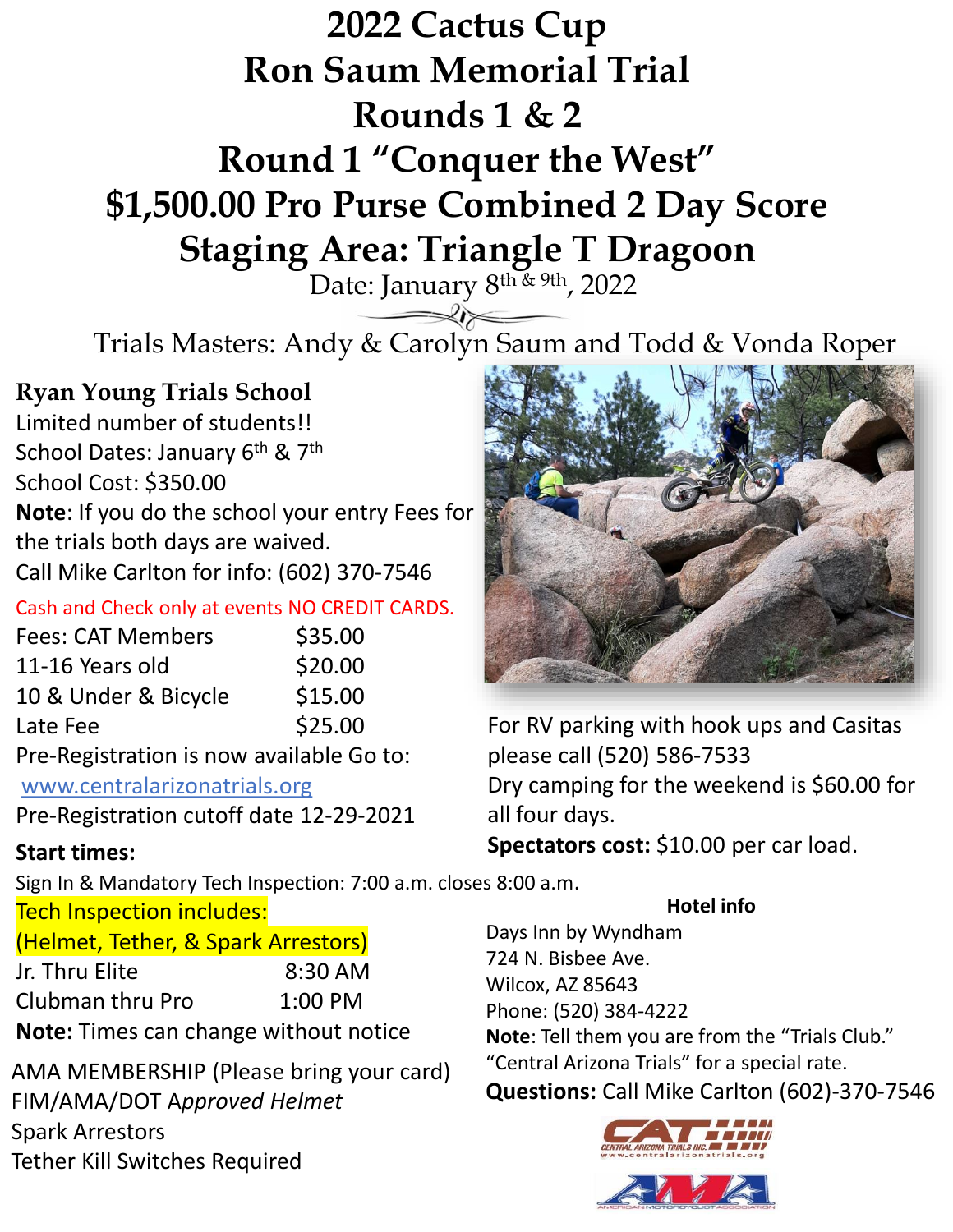# 2022 Cactus Cup
# Ron Saum Memorial Trial
# Rounds 1 & 2
# Round 1 "Conquer the West"
# $1,500.00 Pro Purse Combined 2 Day Score
# Staging Area: Triangle T Dragoon

Date: January 8th & 9th, 2022

Trials Masters: Andy & Carolyn Saum and Todd & Vonda Roper

## Ryan Young Trials School

Limited number of students!!

School Dates: January 6th & 7th

School Cost: $350.00

**Note**: If you do the school your entry Fees for the trials both days are waived.

Call Mike Carlton for info: (602) 370-7546

Cash and Check only at events NO CREDIT CARDS.

| Fees: CAT Members | $35.00 |
|---|---|
| 11-16 Years old | $20.00 |
| 10 & Under & Bicycle | $15.00 |
| Late Fee | $25.00 |

Pre-Registration is now available Go to:

www.centralarizonatrials.org

Pre-Registration cutoff date 12-29-2021

For RV parking with hook ups and Casitas please call (520) 586-7533

Dry camping for the weekend is $60.00 for all four days.

**Spectators cost:** $10.00 per car load.

**Start times:**

Sign In & Mandatory Tech Inspection: 7:00 a.m. closes 8:00 a.m.

Tech Inspection includes:
(Helmet, Tether, & Spark Arrestors)

| Jr. Thru Elite | 8:30 AM |
|---|---|
| Clubman thru Pro | 1:00 PM |

**Note:** Times can change without notice

AMA MEMBERSHIP (Please bring your card)

FIM/AMA/DOT A*pproved Helmet*

Spark Arrestors

Tether Kill Switches Required

**Hotel info**

Days Inn by Wyndham
724 N. Bisbee Ave.
Wilcox, AZ 85643
Phone: (520) 384-4222

**Note**: Tell them you are from the "Trials Club." "Central Arizona Trials" for a special rate.

**Questions:** Call Mike Carlton (602)-370-7546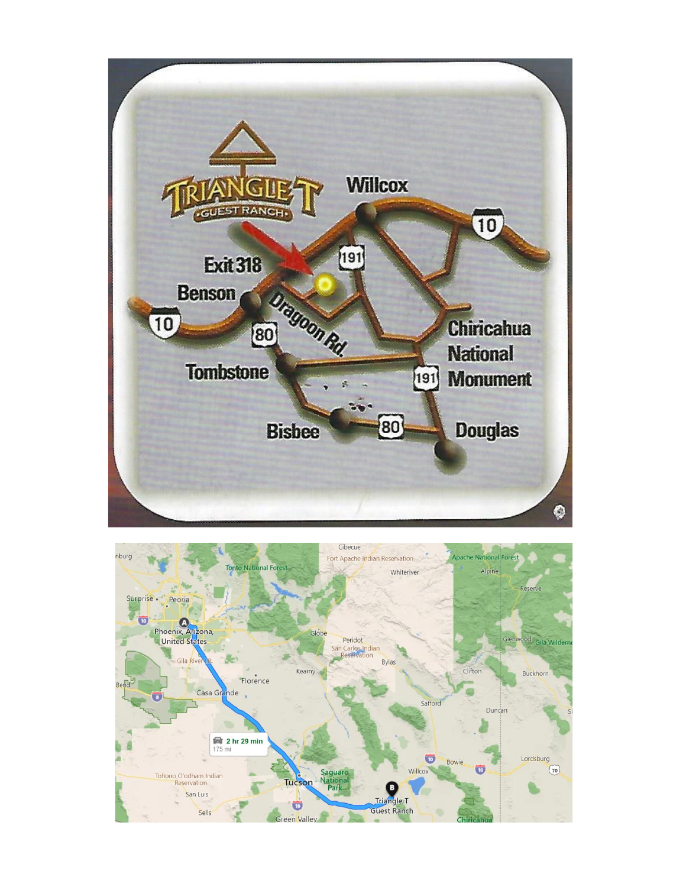TRIANGLE T

GUEST RANCH

Willcox

10

Exit 318

191

Benson

Dragoon Rd.

10

80

Chiricahua

National

Monument

Tombstone

191

Bisbee

80

Douglas

Cibecue

Fort Apache Indian Reservation

Apache National Forest

Whiteriver

Alpine

Tonto National Forest

Reserve

Surprise

Peoria

10

A

Phoenix, Arizona, United States

Globe

Peridot

Glenwood

Gila Wilderness

San Carlos Indian Reservation

Gila River IR

Bylas

Kearny

Clifton

Buckhorn

Florence

Bend

8

Casa Grande

Safford

Duncan

2 hr 29 min

175 mi

10

Bowie

Lordsburg

10

70

Willcox

Tohono O'odham Indian Reservation

Saguaro National Park

Tucson

B

San Luis

Triangle T Guest Ranch

19

Sells

Green Valley

Chiricahua